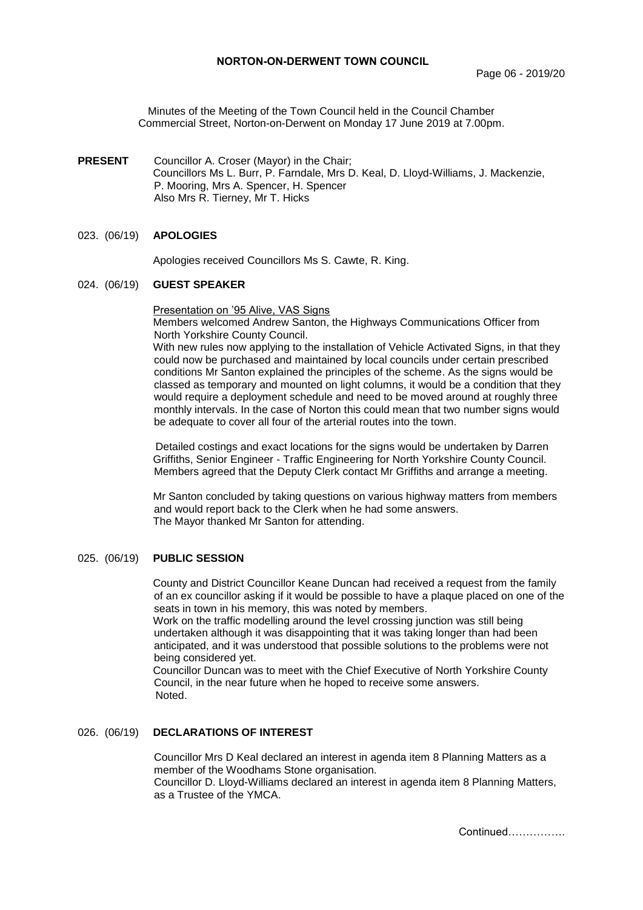# NORTON-ON-DERWENT TOWN COUNCIL

Minutes of the Meeting of the Town Council held in the Council Chamber Commercial Street, Norton-on-Derwent on Monday 17 June 2019 at 7.00pm.

**PRESENT** Councillor A. Croser (Mayor) in the Chair;
Councillors Ms L. Burr, P. Farndale, Mrs D. Keal, D. Lloyd-Williams, J. Mackenzie, P. Mooring, Mrs A. Spencer, H. Spencer
Also Mrs R. Tierney, Mr T. Hicks

## 023. (06/19) APOLOGIES

Apologies received Councillors Ms S. Cawte, R. King.

## 024. (06/19) GUEST SPEAKER

Presentation on '95 Alive, VAS Signs

Members welcomed Andrew Santon, the Highways Communications Officer from North Yorkshire County Council.

With new rules now applying to the installation of Vehicle Activated Signs, in that they could now be purchased and maintained by local councils under certain prescribed conditions Mr Santon explained the principles of the scheme. As the signs would be classed as temporary and mounted on light columns, it would be a condition that they would require a deployment schedule and need to be moved around at roughly three monthly intervals. In the case of Norton this could mean that two number signs would be adequate to cover all four of the arterial routes into the town.

Detailed costings and exact locations for the signs would be undertaken by Darren Griffiths, Senior Engineer - Traffic Engineering for North Yorkshire County Council. Members agreed that the Deputy Clerk contact Mr Griffiths and arrange a meeting.

Mr Santon concluded by taking questions on various highway matters from members and would report back to the Clerk when he had some answers.
The Mayor thanked Mr Santon for attending.

## 025. (06/19) PUBLIC SESSION

County and District Councillor Keane Duncan had received a request from the family of an ex councillor asking if it would be possible to have a plaque placed on one of the seats in town in his memory, this was noted by members.

Work on the traffic modelling around the level crossing junction was still being undertaken although it was disappointing that it was taking longer than had been anticipated, and it was understood that possible solutions to the problems were not being considered yet.

Councillor Duncan was to meet with the Chief Executive of North Yorkshire County Council, in the near future when he hoped to receive some answers.
Noted.

## 026. (06/19) DECLARATIONS OF INTEREST

Councillor Mrs D Keal declared an interest in agenda item 8 Planning Matters as a member of the Woodhams Stone organisation.
Councillor D. Lloyd-Williams declared an interest in agenda item 8 Planning Matters, as a Trustee of the YMCA.

Continued…………….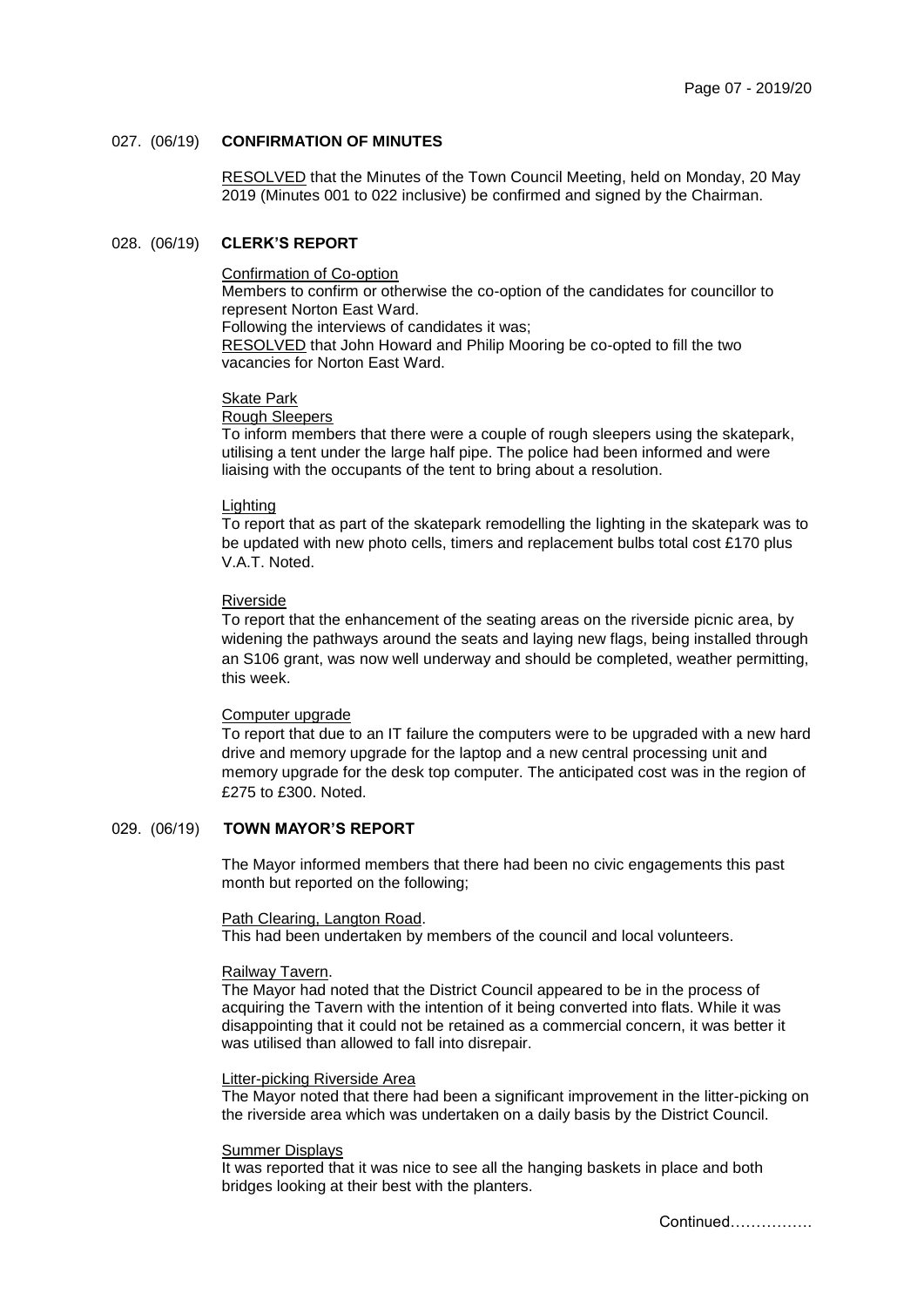### 027. (06/19) **CONFIRMATION OF MINUTES**

RESOLVED that the Minutes of the Town Council Meeting, held on Monday, 20 May 2019 (Minutes 001 to 022 inclusive) be confirmed and signed by the Chairman.

### 028. (06/19) **CLERK'S REPORT**

Confirmation of Co-option
Members to confirm or otherwise the co-option of the candidates for councillor to represent Norton East Ward.
Following the interviews of candidates it was;
RESOLVED that John Howard and Philip Mooring be co-opted to fill the two vacancies for Norton East Ward.

Skate Park
Rough Sleepers
To inform members that there were a couple of rough sleepers using the skatepark, utilising a tent under the large half pipe. The police had been informed and were liaising with the occupants of the tent to bring about a resolution.

Lighting
To report that as part of the skatepark remodelling the lighting in the skatepark was to be updated with new photo cells, timers and replacement bulbs total cost £170 plus V.A.T. Noted.

Riverside
To report that the enhancement of the seating areas on the riverside picnic area, by widening the pathways around the seats and laying new flags, being installed through an S106 grant, was now well underway and should be completed, weather permitting, this week.

Computer upgrade
To report that due to an IT failure the computers were to be upgraded with a new hard drive and memory upgrade for the laptop and a new central processing unit and memory upgrade for the desk top computer. The anticipated cost was in the region of £275 to £300. Noted.

### 029. (06/19) **TOWN MAYOR'S REPORT**

The Mayor informed members that there had been no civic engagements this past month but reported on the following;

Path Clearing, Langton Road.
This had been undertaken by members of the council and local volunteers.

Railway Tavern.
The Mayor had noted that the District Council appeared to be in the process of acquiring the Tavern with the intention of it being converted into flats. While it was disappointing that it could not be retained as a commercial concern, it was better it was utilised than allowed to fall into disrepair.

Litter-picking Riverside Area
The Mayor noted that there had been a significant improvement in the litter-picking on the riverside area which was undertaken on a daily basis by the District Council.

Summer Displays
It was reported that it was nice to see all the hanging baskets in place and both bridges looking at their best with the planters.

Continued…………….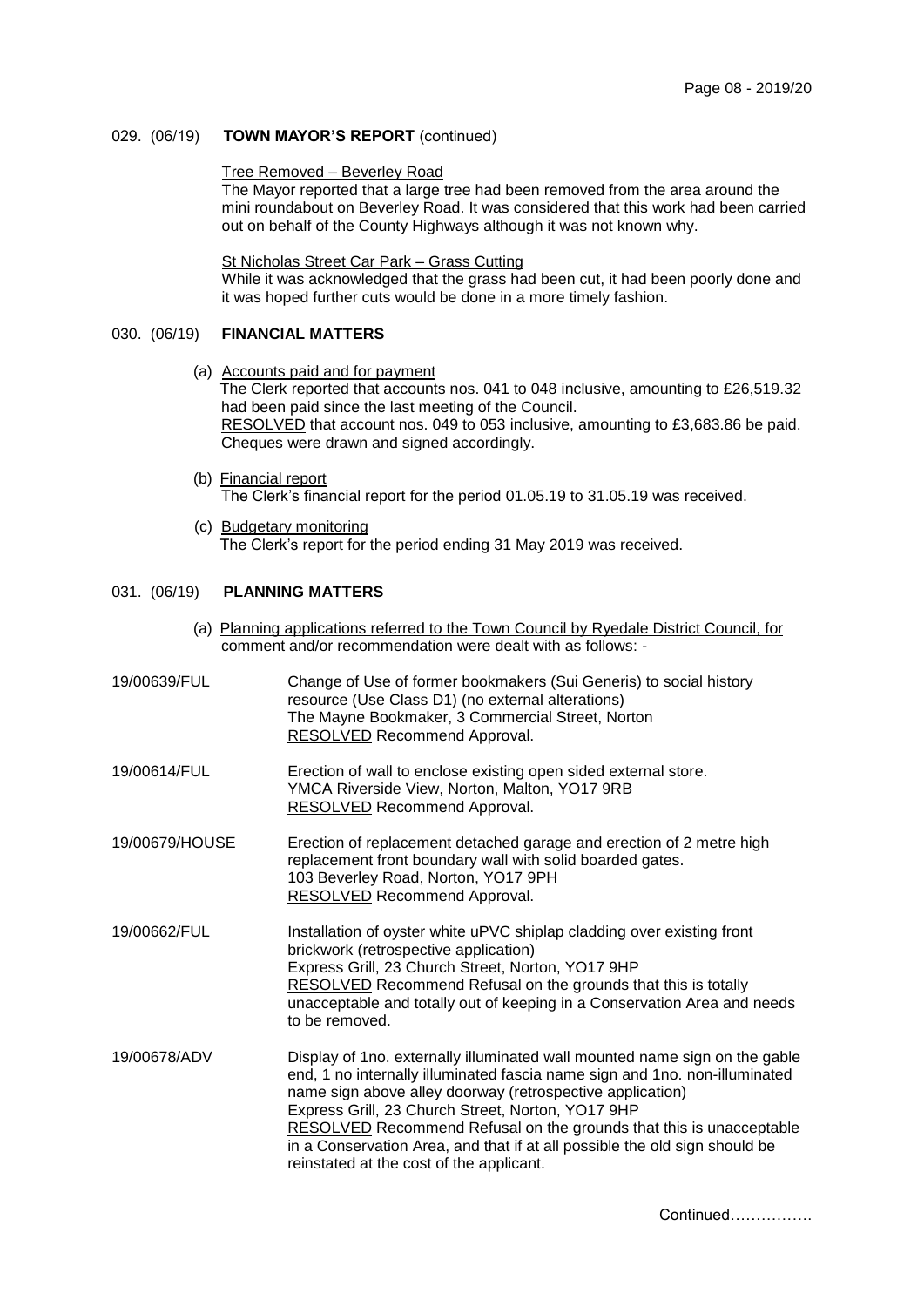029. (06/19) **TOWN MAYOR'S REPORT** (continued)

Tree Removed – Beverley Road

The Mayor reported that a large tree had been removed from the area around the mini roundabout on Beverley Road. It was considered that this work had been carried out on behalf of the County Highways although it was not known why.

St Nicholas Street Car Park – Grass Cutting

While it was acknowledged that the grass had been cut, it had been poorly done and it was hoped further cuts would be done in a more timely fashion.

030. (06/19) **FINANCIAL MATTERS**

(a) Accounts paid and for payment

The Clerk reported that accounts nos. 041 to 048 inclusive, amounting to £26,519.32 had been paid since the last meeting of the Council.

RESOLVED that account nos. 049 to 053 inclusive, amounting to £3,683.86 be paid. Cheques were drawn and signed accordingly.

(b) Financial report

The Clerk's financial report for the period 01.05.19 to 31.05.19 was received.

(c) Budgetary monitoring

The Clerk's report for the period ending 31 May 2019 was received.

031. (06/19) **PLANNING MATTERS**

(a) Planning applications referred to the Town Council by Ryedale District Council, for comment and/or recommendation were dealt with as follows: -

19/00639/FUL

Change of Use of former bookmakers (Sui Generis) to social history resource (Use Class D1) (no external alterations)
The Mayne Bookmaker, 3 Commercial Street, Norton
RESOLVED Recommend Approval.

19/00614/FUL

Erection of wall to enclose existing open sided external store.
YMCA Riverside View, Norton, Malton, YO17 9RB
RESOLVED Recommend Approval.

19/00679/HOUSE

Erection of replacement detached garage and erection of 2 metre high replacement front boundary wall with solid boarded gates.
103 Beverley Road, Norton, YO17 9PH
RESOLVED Recommend Approval.

19/00662/FUL

Installation of oyster white uPVC shiplap cladding over existing front brickwork (retrospective application)
Express Grill, 23 Church Street, Norton, YO17 9HP
RESOLVED Recommend Refusal on the grounds that this is totally unacceptable and totally out of keeping in a Conservation Area and needs to be removed.

19/00678/ADV

Display of 1no. externally illuminated wall mounted name sign on the gable end, 1 no internally illuminated fascia name sign and 1no. non-illuminated name sign above alley doorway (retrospective application)
Express Grill, 23 Church Street, Norton, YO17 9HP
RESOLVED Recommend Refusal on the grounds that this is unacceptable in a Conservation Area, and that if at all possible the old sign should be reinstated at the cost of the applicant.

Continued…………….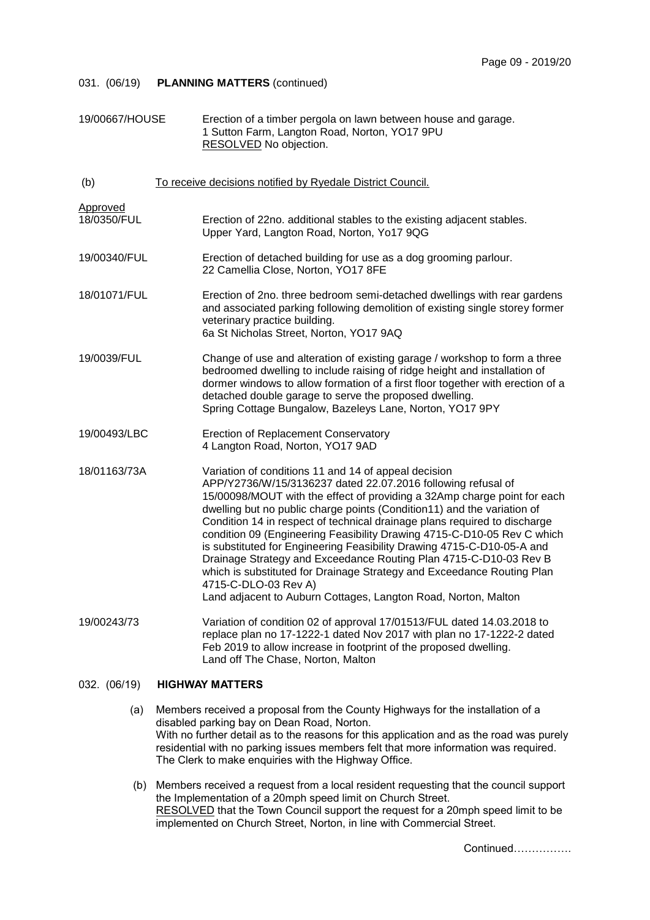031. (06/19) **PLANNING MATTERS** (continued)

19/00667/HOUSE Erection of a timber pergola on lawn between house and garage.
1 Sutton Farm, Langton Road, Norton, YO17 9PU
RESOLVED No objection.

(b) To receive decisions notified by Ryedale District Council.

Approved

18/0350/FUL Erection of 22no. additional stables to the existing adjacent stables.
Upper Yard, Langton Road, Norton, Yo17 9QG

19/00340/FUL Erection of detached building for use as a dog grooming parlour.
22 Camellia Close, Norton, YO17 8FE

18/01071/FUL Erection of 2no. three bedroom semi-detached dwellings with rear gardens and associated parking following demolition of existing single storey former veterinary practice building.
6a St Nicholas Street, Norton, YO17 9AQ

19/0039/FUL Change of use and alteration of existing garage / workshop to form a three bedroomed dwelling to include raising of ridge height and installation of dormer windows to allow formation of a first floor together with erection of a detached double garage to serve the proposed dwelling.
Spring Cottage Bungalow, Bazeleys Lane, Norton, YO17 9PY

19/00493/LBC Erection of Replacement Conservatory
4 Langton Road, Norton, YO17 9AD

18/01163/73A Variation of conditions 11 and 14 of appeal decision APP/Y2736/W/15/3136237 dated 22.07.2016 following refusal of 15/00098/MOUT with the effect of providing a 32Amp charge point for each dwelling but no public charge points (Condition11) and the variation of Condition 14 in respect of technical drainage plans required to discharge condition 09 (Engineering Feasibility Drawing 4715-C-D10-05 Rev C which is substituted for Engineering Feasibility Drawing 4715-C-D10-05-A and Drainage Strategy and Exceedance Routing Plan 4715-C-D10-03 Rev B which is substituted for Drainage Strategy and Exceedance Routing Plan 4715-C-DLO-03 Rev A)
Land adjacent to Auburn Cottages, Langton Road, Norton, Malton

19/00243/73 Variation of condition 02 of approval 17/01513/FUL dated 14.03.2018 to replace plan no 17-1222-1 dated Nov 2017 with plan no 17-1222-2 dated Feb 2019 to allow increase in footprint of the proposed dwelling.
Land off The Chase, Norton, Malton

032. (06/19) **HIGHWAY MATTERS**

(a) Members received a proposal from the County Highways for the installation of a disabled parking bay on Dean Road, Norton.
With no further detail as to the reasons for this application and as the road was purely residential with no parking issues members felt that more information was required. The Clerk to make enquiries with the Highway Office.

(b) Members received a request from a local resident requesting that the council support the Implementation of a 20mph speed limit on Church Street.
RESOLVED that the Town Council support the request for a 20mph speed limit to be implemented on Church Street, Norton, in line with Commercial Street.

Continued…………….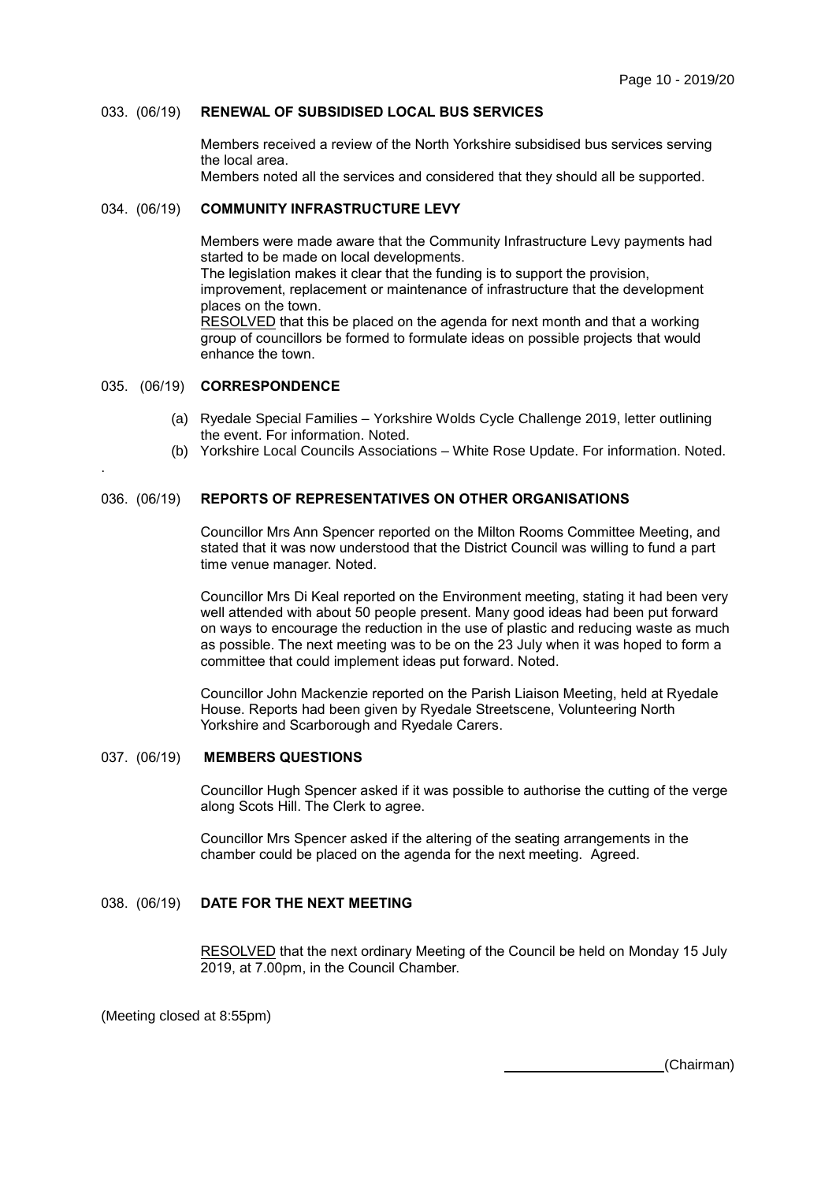033. (06/19) **RENEWAL OF SUBSIDISED LOCAL BUS SERVICES**

Members received a review of the North Yorkshire subsidised bus services serving the local area.
Members noted all the services and considered that they should all be supported.

034. (06/19) **COMMUNITY INFRASTRUCTURE LEVY**

Members were made aware that the Community Infrastructure Levy payments had started to be made on local developments.
The legislation makes it clear that the funding is to support the provision, improvement, replacement or maintenance of infrastructure that the development places on the town.
RESOLVED that this be placed on the agenda for next month and that a working group of councillors be formed to formulate ideas on possible projects that would enhance the town.

035. (06/19) **CORRESPONDENCE**

(a) Ryedale Special Families – Yorkshire Wolds Cycle Challenge 2019, letter outlining the event. For information. Noted.
(b) Yorkshire Local Councils Associations – White Rose Update. For information. Noted.

036. (06/19) **REPORTS OF REPRESENTATIVES ON OTHER ORGANISATIONS**

Councillor Mrs Ann Spencer reported on the Milton Rooms Committee Meeting, and stated that it was now understood that the District Council was willing to fund a part time venue manager. Noted.

Councillor Mrs Di Keal reported on the Environment meeting, stating it had been very well attended with about 50 people present. Many good ideas had been put forward on ways to encourage the reduction in the use of plastic and reducing waste as much as possible. The next meeting was to be on the 23 July when it was hoped to form a committee that could implement ideas put forward. Noted.

Councillor John Mackenzie reported on the Parish Liaison Meeting, held at Ryedale House. Reports had been given by Ryedale Streetscene, Volunteering North Yorkshire and Scarborough and Ryedale Carers.

037. (06/19) **MEMBERS QUESTIONS**

Councillor Hugh Spencer asked if it was possible to authorise the cutting of the verge along Scots Hill. The Clerk to agree.

Councillor Mrs Spencer asked if the altering of the seating arrangements in the chamber could be placed on the agenda for the next meeting. Agreed.

038. (06/19) **DATE FOR THE NEXT MEETING**

RESOLVED that the next ordinary Meeting of the Council be held on Monday 15 July 2019, at 7.00pm, in the Council Chamber.

(Meeting closed at 8:55pm)

____________________ (Chairman)